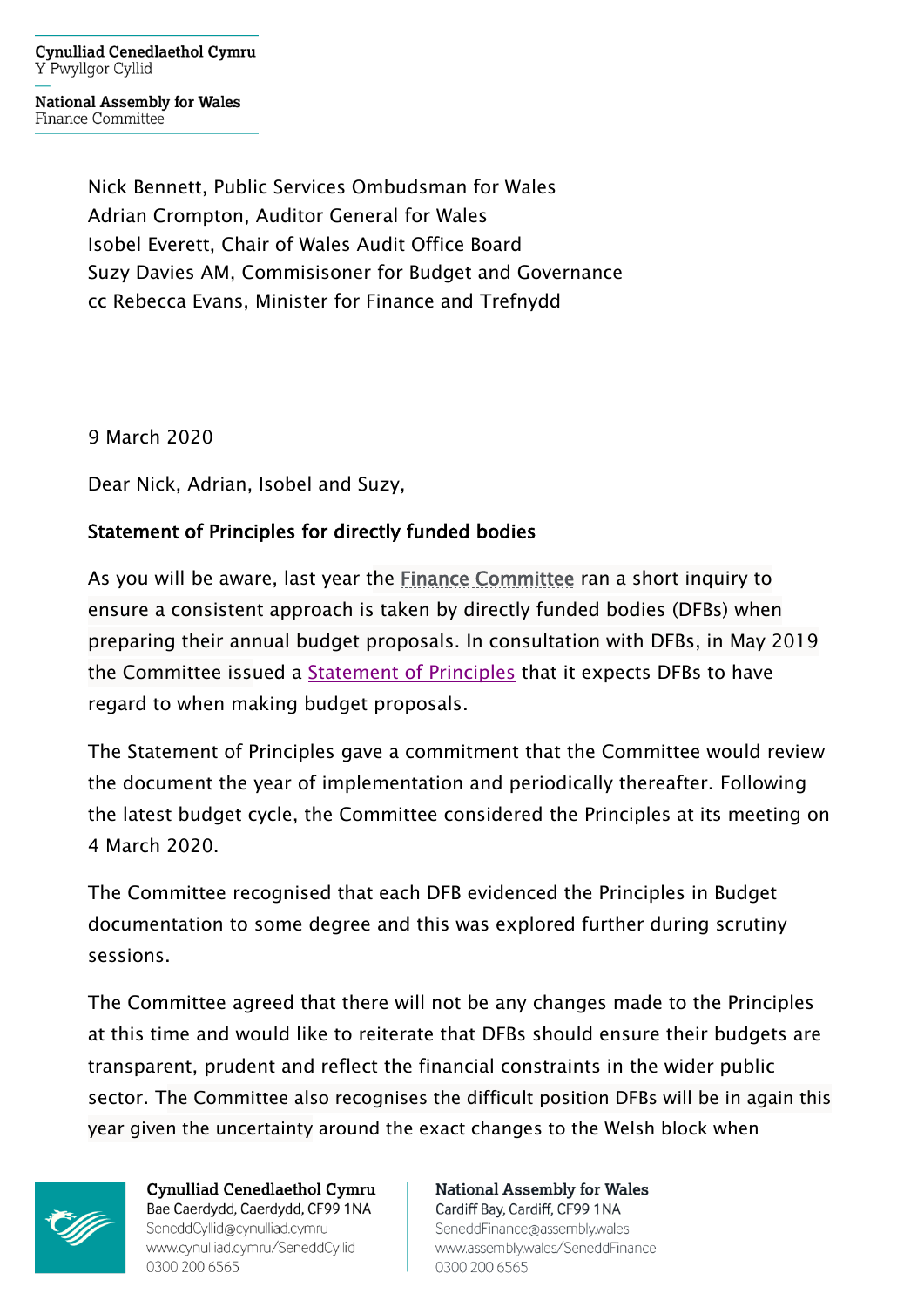Cynulliad Cenedlaethol Cymru
Y Pwyllgor Cyllid

National Assembly for Wales
Finance Committee

Nick Bennett, Public Services Ombudsman for Wales
Adrian Crompton, Auditor General for Wales
Isobel Everett, Chair of Wales Audit Office Board
Suzy Davies AM, Commisisoner for Budget and Governance
cc Rebecca Evans, Minister for Finance and Trefnydd

9 March 2020

Dear Nick, Adrian, Isobel and Suzy,

**Statement of Principles for directly funded bodies**

As you will be aware, last year the Finance Committee ran a short inquiry to ensure a consistent approach is taken by directly funded bodies (DFBs) when preparing their annual budget proposals. In consultation with DFBs, in May 2019 the Committee issued a Statement of Principles that it expects DFBs to have regard to when making budget proposals.

The Statement of Principles gave a commitment that the Committee would review the document the year of implementation and periodically thereafter. Following the latest budget cycle, the Committee considered the Principles at its meeting on 4 March 2020.

The Committee recognised that each DFB evidenced the Principles in Budget documentation to some degree and this was explored further during scrutiny sessions.

The Committee agreed that there will not be any changes made to the Principles at this time and would like to reiterate that DFBs should ensure their budgets are transparent, prudent and reflect the financial constraints in the wider public sector. The Committee also recognises the difficult position DFBs will be in again this year given the uncertainty around the exact changes to the Welsh block when

Cynulliad Cenedlaethol Cymru
Bae Caerdydd, Caerdydd, CF99 1NA
SeneddCyllid@cynulliad.cymru
www.cynulliad.cymru/SeneddCyllid
0300 200 6565

National Assembly for Wales
Cardiff Bay, Cardiff, CF99 1NA
SeneddFinance@assembly.wales
www.assembly.wales/SeneddFinance
0300 200 6565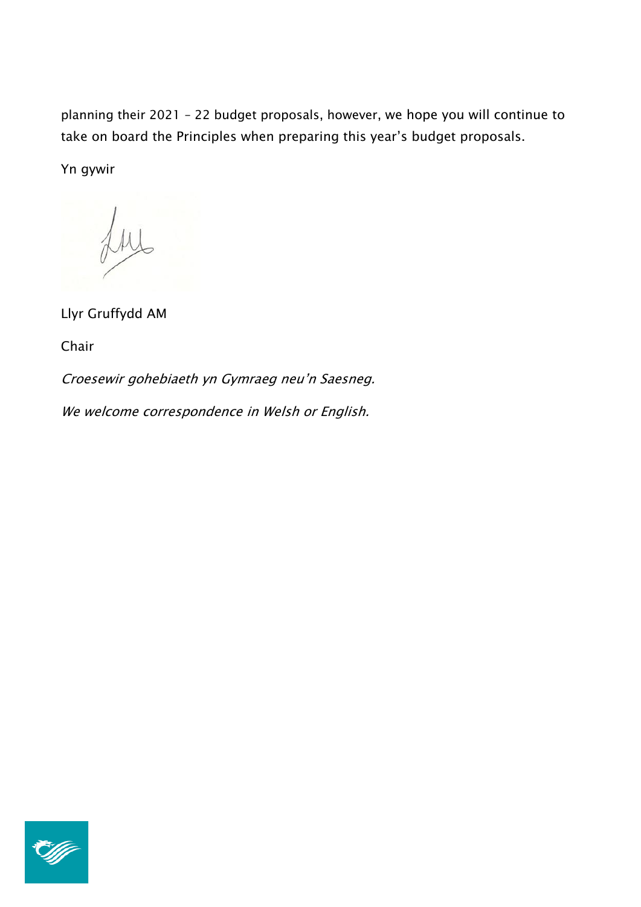planning their 2021 – 22 budget proposals, however, we hope you will continue to take on board the Principles when preparing this year's budget proposals.

Yn gywir

Llyr Gruffydd AM

Chair

*Croesewir gohebiaeth yn Gymraeg neu'n Saesneg.*

*We welcome correspondence in Welsh or English.*